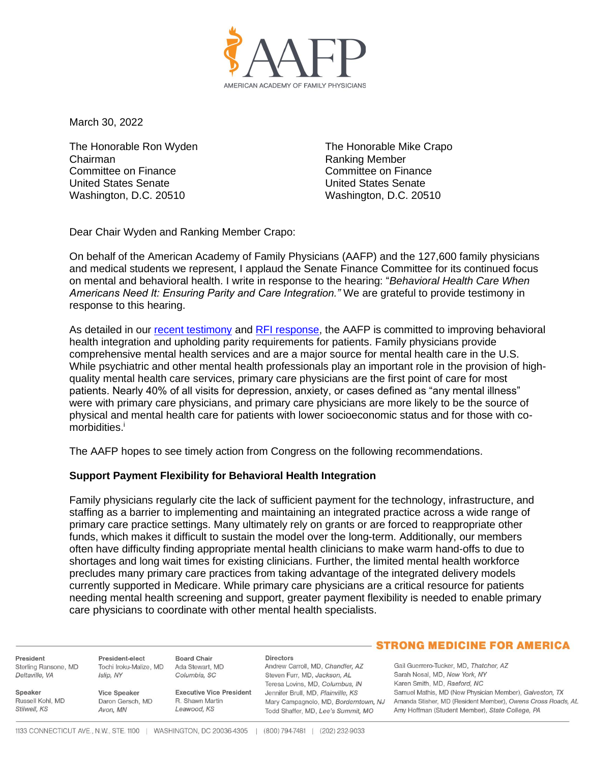March 30, 2022

The Honorable Ron Wyden
Chairman
Committee on Finance
United States Senate
Washington, D.C. 20510

The Honorable Mike Crapo
Ranking Member
Committee on Finance
United States Senate
Washington, D.C. 20510

Dear Chair Wyden and Ranking Member Crapo:

On behalf of the American Academy of Family Physicians (AAFP) and the 127,600 family physicians and medical students we represent, I applaud the Senate Finance Committee for its continued focus on mental and behavioral health. I write in response to the hearing: "*Behavioral Health Care When Americans Need It: Ensuring Parity and Care Integration.*" We are grateful to provide testimony in response to this hearing.

As detailed in our recent testimony and RFI response, the AAFP is committed to improving behavioral health integration and upholding parity requirements for patients. Family physicians provide comprehensive mental health services and are a major source for mental health care in the U.S. While psychiatric and other mental health professionals play an important role in the provision of high-quality mental health care services, primary care physicians are the first point of care for most patients. Nearly 40% of all visits for depression, anxiety, or cases defined as "any mental illness" were with primary care physicians, and primary care physicians are more likely to be the source of physical and mental health care for patients with lower socioeconomic status and for those with co-morbidities.[i]

The AAFP hopes to see timely action from Congress on the following recommendations.

**Support Payment Flexibility for Behavioral Health Integration**

Family physicians regularly cite the lack of sufficient payment for the technology, infrastructure, and staffing as a barrier to implementing and maintaining an integrated practice across a wide range of primary care practice settings. Many ultimately rely on grants or are forced to reappropriate other funds, which makes it difficult to sustain the model over the long-term. Additionally, our members often have difficulty finding appropriate mental health clinicians to make warm hand-offs to due to shortages and long wait times for existing clinicians. Further, the limited mental health workforce precludes many primary care practices from taking advantage of the integrated delivery models currently supported in Medicare. While primary care physicians are a critical resource for patients needing mental health screening and support, greater payment flexibility is needed to enable primary care physicians to coordinate with other mental health specialists.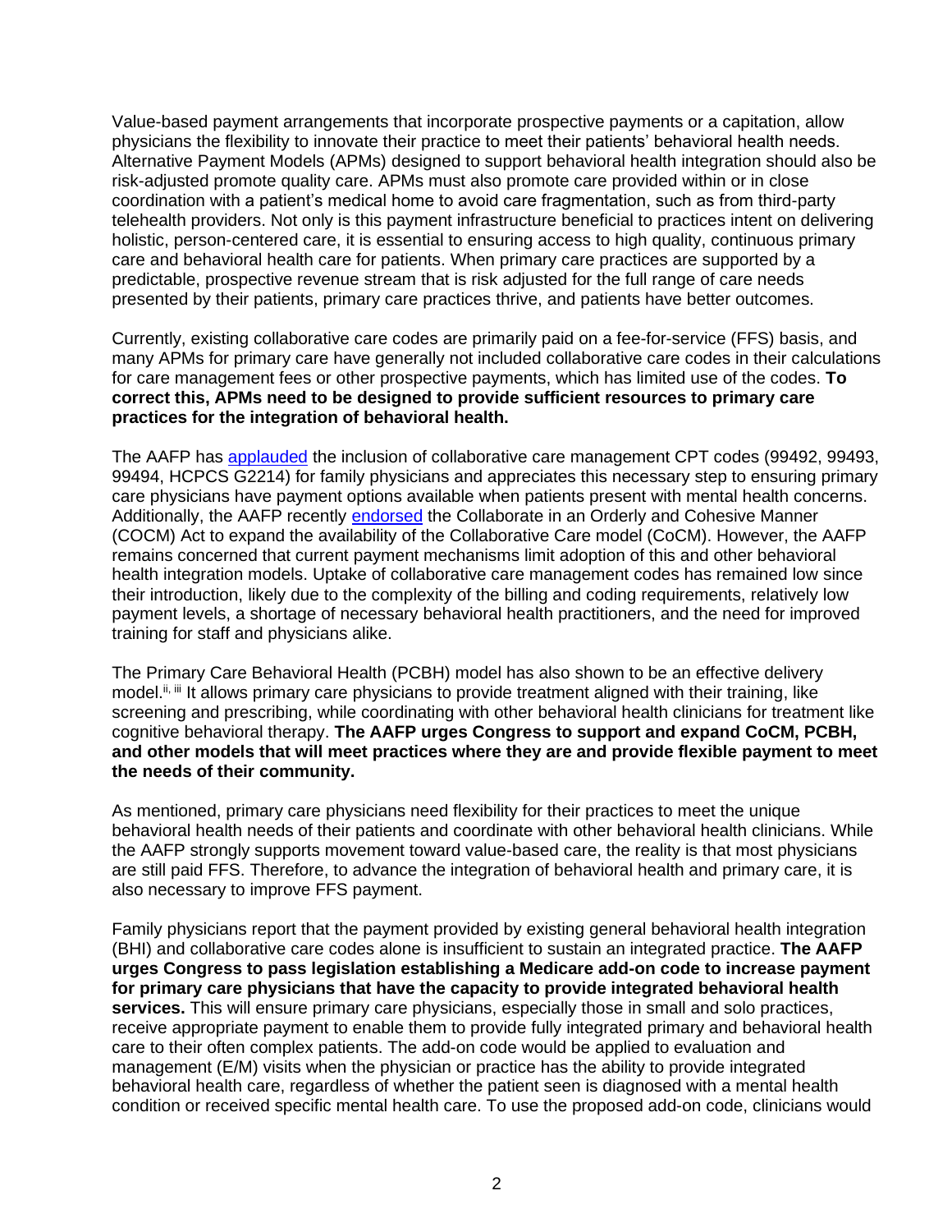Value-based payment arrangements that incorporate prospective payments or a capitation, allow physicians the flexibility to innovate their practice to meet their patients' behavioral health needs. Alternative Payment Models (APMs) designed to support behavioral health integration should also be risk-adjusted promote quality care. APMs must also promote care provided within or in close coordination with a patient's medical home to avoid care fragmentation, such as from third-party telehealth providers. Not only is this payment infrastructure beneficial to practices intent on delivering holistic, person-centered care, it is essential to ensuring access to high quality, continuous primary care and behavioral health care for patients. When primary care practices are supported by a predictable, prospective revenue stream that is risk adjusted for the full range of care needs presented by their patients, primary care practices thrive, and patients have better outcomes.

Currently, existing collaborative care codes are primarily paid on a fee-for-service (FFS) basis, and many APMs for primary care have generally not included collaborative care codes in their calculations for care management fees or other prospective payments, which has limited use of the codes. **To correct this, APMs need to be designed to provide sufficient resources to primary care practices for the integration of behavioral health.**

The AAFP has applauded the inclusion of collaborative care management CPT codes (99492, 99493, 99494, HCPCS G2214) for family physicians and appreciates this necessary step to ensuring primary care physicians have payment options available when patients present with mental health concerns. Additionally, the AAFP recently endorsed the Collaborate in an Orderly and Cohesive Manner (COCM) Act to expand the availability of the Collaborative Care model (CoCM). However, the AAFP remains concerned that current payment mechanisms limit adoption of this and other behavioral health integration models. Uptake of collaborative care management codes has remained low since their introduction, likely due to the complexity of the billing and coding requirements, relatively low payment levels, a shortage of necessary behavioral health practitioners, and the need for improved training for staff and physicians alike.

The Primary Care Behavioral Health (PCBH) model has also shown to be an effective delivery model.[ii, iii] It allows primary care physicians to provide treatment aligned with their training, like screening and prescribing, while coordinating with other behavioral health clinicians for treatment like cognitive behavioral therapy. **The AAFP urges Congress to support and expand CoCM, PCBH, and other models that will meet practices where they are and provide flexible payment to meet the needs of their community.**

As mentioned, primary care physicians need flexibility for their practices to meet the unique behavioral health needs of their patients and coordinate with other behavioral health clinicians. While the AAFP strongly supports movement toward value-based care, the reality is that most physicians are still paid FFS. Therefore, to advance the integration of behavioral health and primary care, it is also necessary to improve FFS payment.

Family physicians report that the payment provided by existing general behavioral health integration (BHI) and collaborative care codes alone is insufficient to sustain an integrated practice. **The AAFP urges Congress to pass legislation establishing a Medicare add-on code to increase payment for primary care physicians that have the capacity to provide integrated behavioral health services.** This will ensure primary care physicians, especially those in small and solo practices, receive appropriate payment to enable them to provide fully integrated primary and behavioral health care to their often complex patients. The add-on code would be applied to evaluation and management (E/M) visits when the physician or practice has the ability to provide integrated behavioral health care, regardless of whether the patient seen is diagnosed with a mental health condition or received specific mental health care. To use the proposed add-on code, clinicians would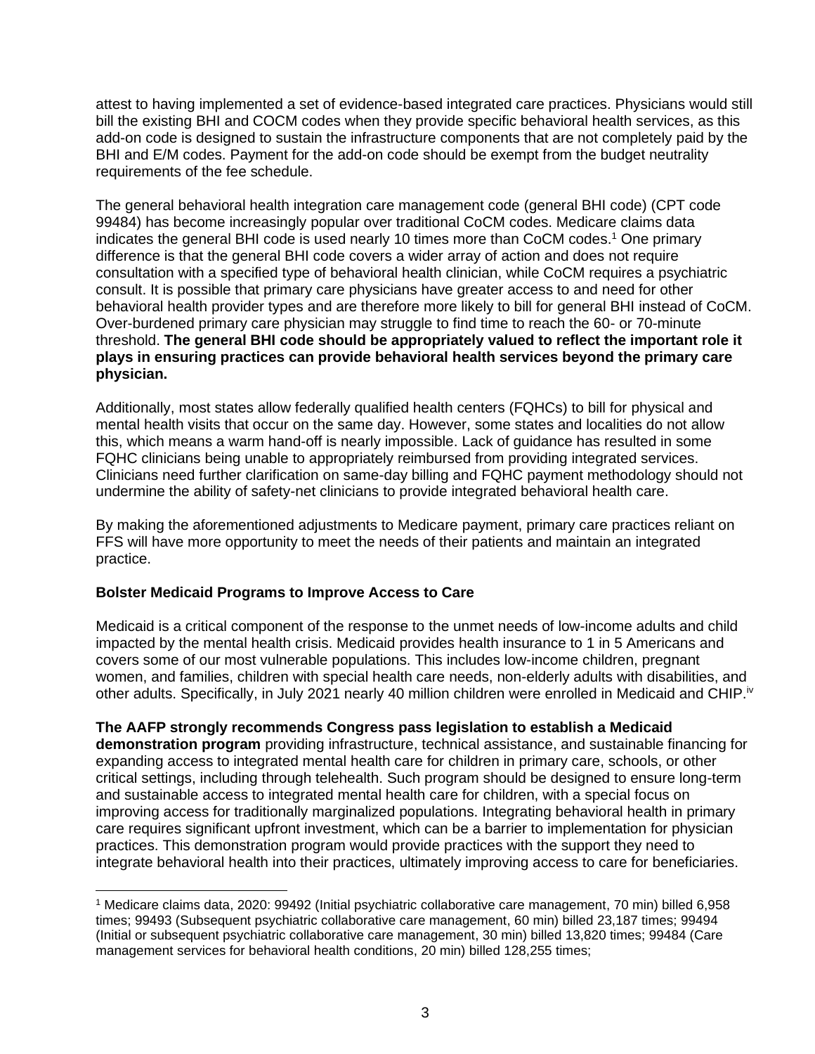attest to having implemented a set of evidence-based integrated care practices. Physicians would still bill the existing BHI and COCM codes when they provide specific behavioral health services, as this add-on code is designed to sustain the infrastructure components that are not completely paid by the BHI and E/M codes. Payment for the add-on code should be exempt from the budget neutrality requirements of the fee schedule.

The general behavioral health integration care management code (general BHI code) (CPT code 99484) has become increasingly popular over traditional CoCM codes. Medicare claims data indicates the general BHI code is used nearly 10 times more than CoCM codes.[1] One primary difference is that the general BHI code covers a wider array of action and does not require consultation with a specified type of behavioral health clinician, while CoCM requires a psychiatric consult. It is possible that primary care physicians have greater access to and need for other behavioral health provider types and are therefore more likely to bill for general BHI instead of CoCM. Over-burdened primary care physician may struggle to find time to reach the 60- or 70-minute threshold. **The general BHI code should be appropriately valued to reflect the important role it plays in ensuring practices can provide behavioral health services beyond the primary care physician.**

Additionally, most states allow federally qualified health centers (FQHCs) to bill for physical and mental health visits that occur on the same day. However, some states and localities do not allow this, which means a warm hand-off is nearly impossible. Lack of guidance has resulted in some FQHC clinicians being unable to appropriately reimbursed from providing integrated services. Clinicians need further clarification on same-day billing and FQHC payment methodology should not undermine the ability of safety-net clinicians to provide integrated behavioral health care.

By making the aforementioned adjustments to Medicare payment, primary care practices reliant on FFS will have more opportunity to meet the needs of their patients and maintain an integrated practice.

**Bolster Medicaid Programs to Improve Access to Care**

Medicaid is a critical component of the response to the unmet needs of low-income adults and child impacted by the mental health crisis. Medicaid provides health insurance to 1 in 5 Americans and covers some of our most vulnerable populations. This includes low-income children, pregnant women, and families, children with special health care needs, non-elderly adults with disabilities, and other adults. Specifically, in July 2021 nearly 40 million children were enrolled in Medicaid and CHIP.[iv]

**The AAFP strongly recommends Congress pass legislation to establish a Medicaid demonstration program** providing infrastructure, technical assistance, and sustainable financing for expanding access to integrated mental health care for children in primary care, schools, or other critical settings, including through telehealth. Such program should be designed to ensure long-term and sustainable access to integrated mental health care for children, with a special focus on improving access for traditionally marginalized populations. Integrating behavioral health in primary care requires significant upfront investment, which can be a barrier to implementation for physician practices. This demonstration program would provide practices with the support they need to integrate behavioral health into their practices, ultimately improving access to care for beneficiaries.

[1] Medicare claims data, 2020: 99492 (Initial psychiatric collaborative care management, 70 min) billed 6,958 times; 99493 (Subsequent psychiatric collaborative care management, 60 min) billed 23,187 times; 99494 (Initial or subsequent psychiatric collaborative care management, 30 min) billed 13,820 times; 99484 (Care management services for behavioral health conditions, 20 min) billed 128,255 times;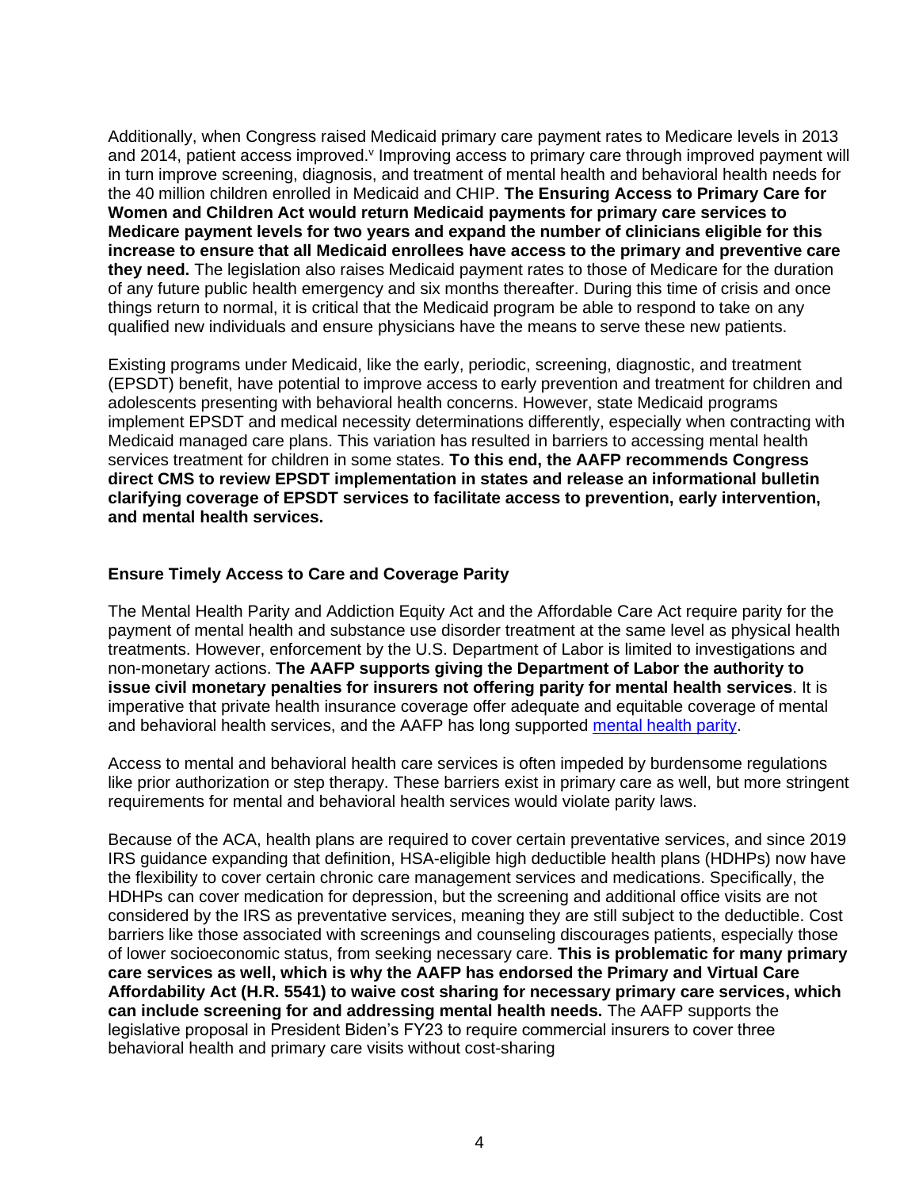Additionally, when Congress raised Medicaid primary care payment rates to Medicare levels in 2013 and 2014, patient access improved.[v] Improving access to primary care through improved payment will in turn improve screening, diagnosis, and treatment of mental health and behavioral health needs for the 40 million children enrolled in Medicaid and CHIP. **The Ensuring Access to Primary Care for Women and Children Act would return Medicaid payments for primary care services to Medicare payment levels for two years and expand the number of clinicians eligible for this increase to ensure that all Medicaid enrollees have access to the primary and preventive care they need.** The legislation also raises Medicaid payment rates to those of Medicare for the duration of any future public health emergency and six months thereafter. During this time of crisis and once things return to normal, it is critical that the Medicaid program be able to respond to take on any qualified new individuals and ensure physicians have the means to serve these new patients.

Existing programs under Medicaid, like the early, periodic, screening, diagnostic, and treatment (EPSDT) benefit, have potential to improve access to early prevention and treatment for children and adolescents presenting with behavioral health concerns. However, state Medicaid programs implement EPSDT and medical necessity determinations differently, especially when contracting with Medicaid managed care plans. This variation has resulted in barriers to accessing mental health services treatment for children in some states. **To this end, the AAFP recommends Congress direct CMS to review EPSDT implementation in states and release an informational bulletin clarifying coverage of EPSDT services to facilitate access to prevention, early intervention, and mental health services.**

## Ensure Timely Access to Care and Coverage Parity

The Mental Health Parity and Addiction Equity Act and the Affordable Care Act require parity for the payment of mental health and substance use disorder treatment at the same level as physical health treatments. However, enforcement by the U.S. Department of Labor is limited to investigations and non-monetary actions. **The AAFP supports giving the Department of Labor the authority to issue civil monetary penalties for insurers not offering parity for mental health services**. It is imperative that private health insurance coverage offer adequate and equitable coverage of mental and behavioral health services, and the AAFP has long supported mental health parity.

Access to mental and behavioral health care services is often impeded by burdensome regulations like prior authorization or step therapy. These barriers exist in primary care as well, but more stringent requirements for mental and behavioral health services would violate parity laws.

Because of the ACA, health plans are required to cover certain preventative services, and since 2019 IRS guidance expanding that definition, HSA-eligible high deductible health plans (HDHPs) now have the flexibility to cover certain chronic care management services and medications. Specifically, the HDHPs can cover medication for depression, but the screening and additional office visits are not considered by the IRS as preventative services, meaning they are still subject to the deductible. Cost barriers like those associated with screenings and counseling discourages patients, especially those of lower socioeconomic status, from seeking necessary care. **This is problematic for many primary care services as well, which is why the AAFP has endorsed the Primary and Virtual Care Affordability Act (H.R. 5541) to waive cost sharing for necessary primary care services, which can include screening for and addressing mental health needs.** The AAFP supports the legislative proposal in President Biden's FY23 to require commercial insurers to cover three behavioral health and primary care visits without cost-sharing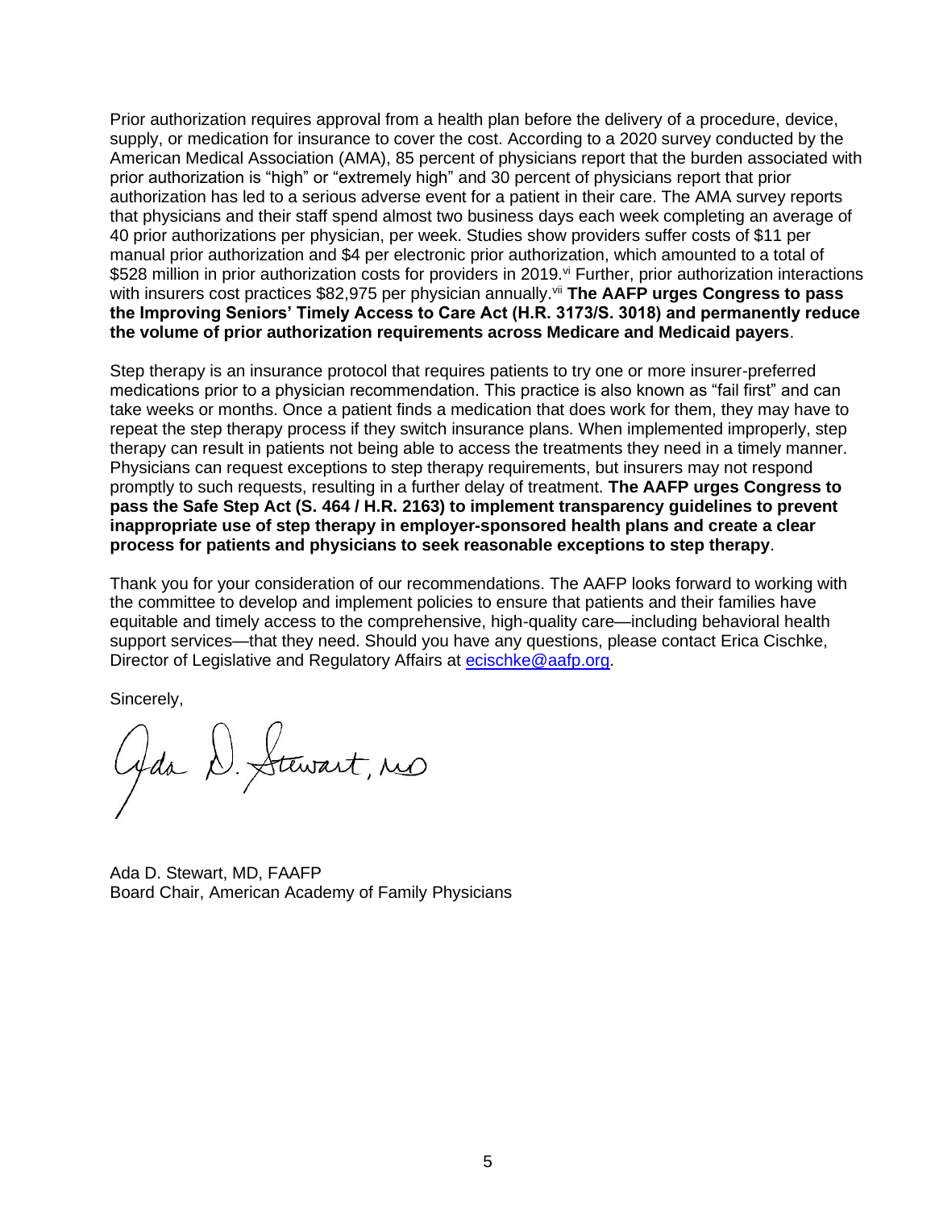Prior authorization requires approval from a health plan before the delivery of a procedure, device, supply, or medication for insurance to cover the cost. According to a 2020 survey conducted by the American Medical Association (AMA), 85 percent of physicians report that the burden associated with prior authorization is "high" or "extremely high" and 30 percent of physicians report that prior authorization has led to a serious adverse event for a patient in their care. The AMA survey reports that physicians and their staff spend almost two business days each week completing an average of 40 prior authorizations per physician, per week. Studies show providers suffer costs of $11 per manual prior authorization and $4 per electronic prior authorization, which amounted to a total of $528 million in prior authorization costs for providers in 2019.[vi] Further, prior authorization interactions with insurers cost practices $82,975 per physician annually.[vii] **The AAFP urges Congress to pass the Improving Seniors' Timely Access to Care Act (H.R. 3173/S. 3018) and permanently reduce the volume of prior authorization requirements across Medicare and Medicaid payers**.

Step therapy is an insurance protocol that requires patients to try one or more insurer-preferred medications prior to a physician recommendation. This practice is also known as "fail first" and can take weeks or months. Once a patient finds a medication that does work for them, they may have to repeat the step therapy process if they switch insurance plans. When implemented improperly, step therapy can result in patients not being able to access the treatments they need in a timely manner. Physicians can request exceptions to step therapy requirements, but insurers may not respond promptly to such requests, resulting in a further delay of treatment. **The AAFP urges Congress to pass the Safe Step Act (S. 464 / H.R. 2163) to implement transparency guidelines to prevent inappropriate use of step therapy in employer-sponsored health plans and create a clear process for patients and physicians to seek reasonable exceptions to step therapy**.

Thank you for your consideration of our recommendations. The AAFP looks forward to working with the committee to develop and implement policies to ensure that patients and their families have equitable and timely access to the comprehensive, high-quality care—including behavioral health support services—that they need. Should you have any questions, please contact Erica Cischke, Director of Legislative and Regulatory Affairs at [ecischke@aafp.org](mailto:ecischke@aafp.org).

Sincerely,

Ada D. Stewart, MD

Ada D. Stewart, MD, FAAFP
Board Chair, American Academy of Family Physicians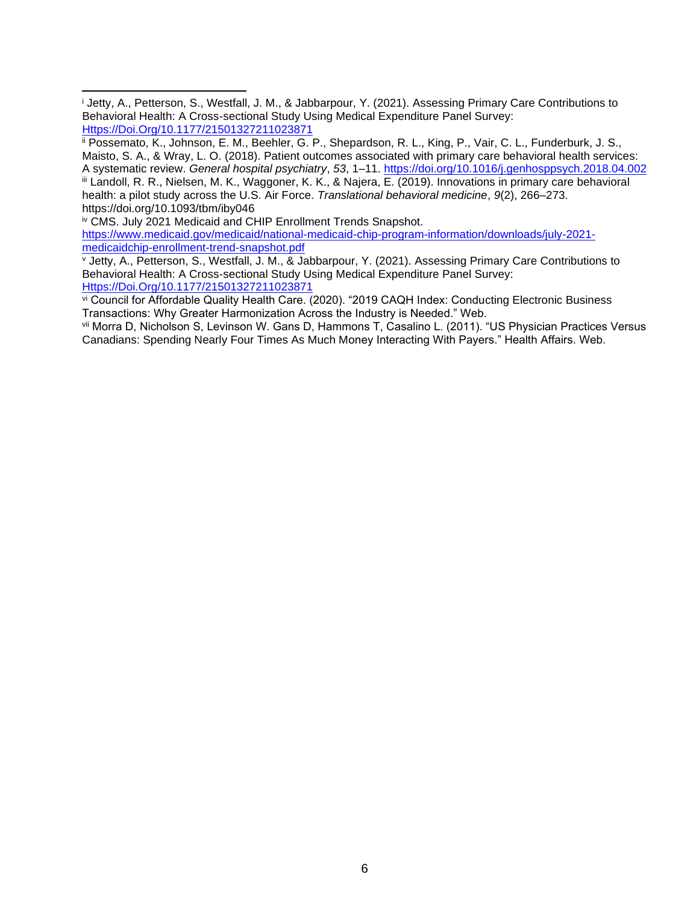[i] Jetty, A., Petterson, S., Westfall, J. M., & Jabbarpour, Y. (2021). Assessing Primary Care Contributions to Behavioral Health: A Cross-sectional Study Using Medical Expenditure Panel Survey: [Https://Doi.Org/10.1177/21501327211023871](Https://Doi.Org/10.1177/21501327211023871)

[ii] Possemato, K., Johnson, E. M., Beehler, G. P., Shepardson, R. L., King, P., Vair, C. L., Funderburk, J. S., Maisto, S. A., & Wray, L. O. (2018). Patient outcomes associated with primary care behavioral health services: A systematic review. *General hospital psychiatry*, *53*, 1–11. [https://doi.org/10.1016/j.genhosppsych.2018.04.002](https://doi.org/10.1016/j.genhosppsych.2018.04.002)

[iii] Landoll, R. R., Nielsen, M. K., Waggoner, K. K., & Najera, E. (2019). Innovations in primary care behavioral health: a pilot study across the U.S. Air Force. *Translational behavioral medicine*, *9*(2), 266–273. https://doi.org/10.1093/tbm/iby046

[iv] CMS. July 2021 Medicaid and CHIP Enrollment Trends Snapshot. [https://www.medicaid.gov/medicaid/national-medicaid-chip-program-information/downloads/july-2021-medicaidchip-enrollment-trend-snapshot.pdf](https://www.medicaid.gov/medicaid/national-medicaid-chip-program-information/downloads/july-2021-medicaidchip-enrollment-trend-snapshot.pdf)

[v] Jetty, A., Petterson, S., Westfall, J. M., & Jabbarpour, Y. (2021). Assessing Primary Care Contributions to Behavioral Health: A Cross-sectional Study Using Medical Expenditure Panel Survey: [Https://Doi.Org/10.1177/21501327211023871](Https://Doi.Org/10.1177/21501327211023871)

[vi] Council for Affordable Quality Health Care. (2020). "2019 CAQH Index: Conducting Electronic Business Transactions: Why Greater Harmonization Across the Industry is Needed." Web.

[vii] Morra D, Nicholson S, Levinson W. Gans D, Hammons T, Casalino L. (2011). "US Physician Practices Versus Canadians: Spending Nearly Four Times As Much Money Interacting With Payers." Health Affairs. Web.